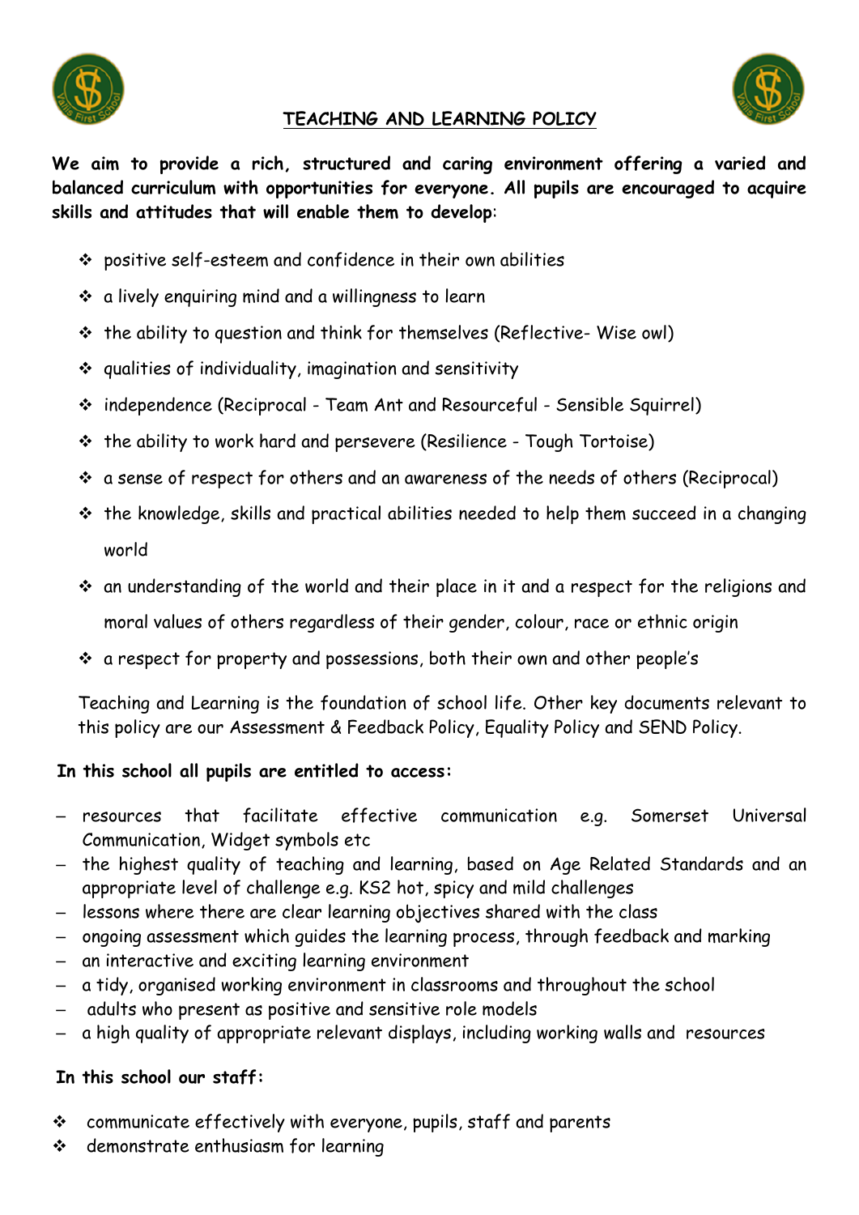# TEACHING AND LEARNING POLICY

**We aim to provide a rich, structured and caring environment offering a varied and balanced curriculum with opportunities for everyone. All pupils are encouraged to acquire skills and attitudes that will enable them to develop**:

- positive self-esteem and confidence in their own abilities
- a lively enquiring mind and a willingness to learn
- the ability to question and think for themselves (Reflective- Wise owl)
- qualities of individuality, imagination and sensitivity
- independence (Reciprocal - Team Ant and Resourceful - Sensible Squirrel)
- the ability to work hard and persevere (Resilience - Tough Tortoise)
- a sense of respect for others and an awareness of the needs of others (Reciprocal)
- the knowledge, skills and practical abilities needed to help them succeed in a changing world
- an understanding of the world and their place in it and a respect for the religions and moral values of others regardless of their gender, colour, race or ethnic origin
- a respect for property and possessions, both their own and other people's

Teaching and Learning is the foundation of school life. Other key documents relevant to this policy are our Assessment & Feedback Policy, Equality Policy and SEND Policy.

**In this school all pupils are entitled to access:**

- resources that facilitate effective communication e.g. Somerset Universal Communication, Widget symbols etc
- the highest quality of teaching and learning, based on Age Related Standards and an appropriate level of challenge e.g. KS2 hot, spicy and mild challenges
- lessons where there are clear learning objectives shared with the class
- ongoing assessment which guides the learning process, through feedback and marking
- an interactive and exciting learning environment
- a tidy, organised working environment in classrooms and throughout the school
- adults who present as positive and sensitive role models
- a high quality of appropriate relevant displays, including working walls and resources

**In this school our staff:**

- communicate effectively with everyone, pupils, staff and parents
- demonstrate enthusiasm for learning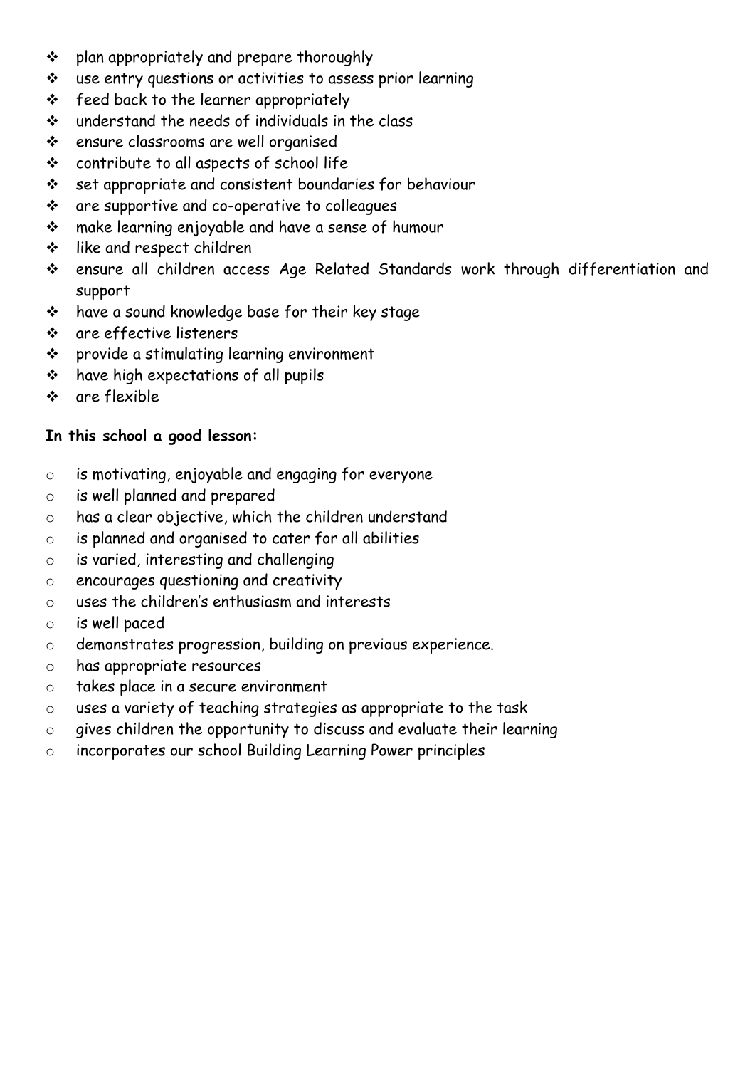- plan appropriately and prepare thoroughly
- use entry questions or activities to assess prior learning
- feed back to the learner appropriately
- understand the needs of individuals in the class
- ensure classrooms are well organised
- contribute to all aspects of school life
- set appropriate and consistent boundaries for behaviour
- are supportive and co-operative to colleagues
- make learning enjoyable and have a sense of humour
- like and respect children
- ensure all children access Age Related Standards work through differentiation and support
- have a sound knowledge base for their key stage
- are effective listeners
- provide a stimulating learning environment
- have high expectations of all pupils
- are flexible

**In this school a good lesson:**

- is motivating, enjoyable and engaging for everyone
- is well planned and prepared
- has a clear objective, which the children understand
- is planned and organised to cater for all abilities
- is varied, interesting and challenging
- encourages questioning and creativity
- uses the children's enthusiasm and interests
- is well paced
- demonstrates progression, building on previous experience.
- has appropriate resources
- takes place in a secure environment
- uses a variety of teaching strategies as appropriate to the task
- gives children the opportunity to discuss and evaluate their learning
- incorporates our school Building Learning Power principles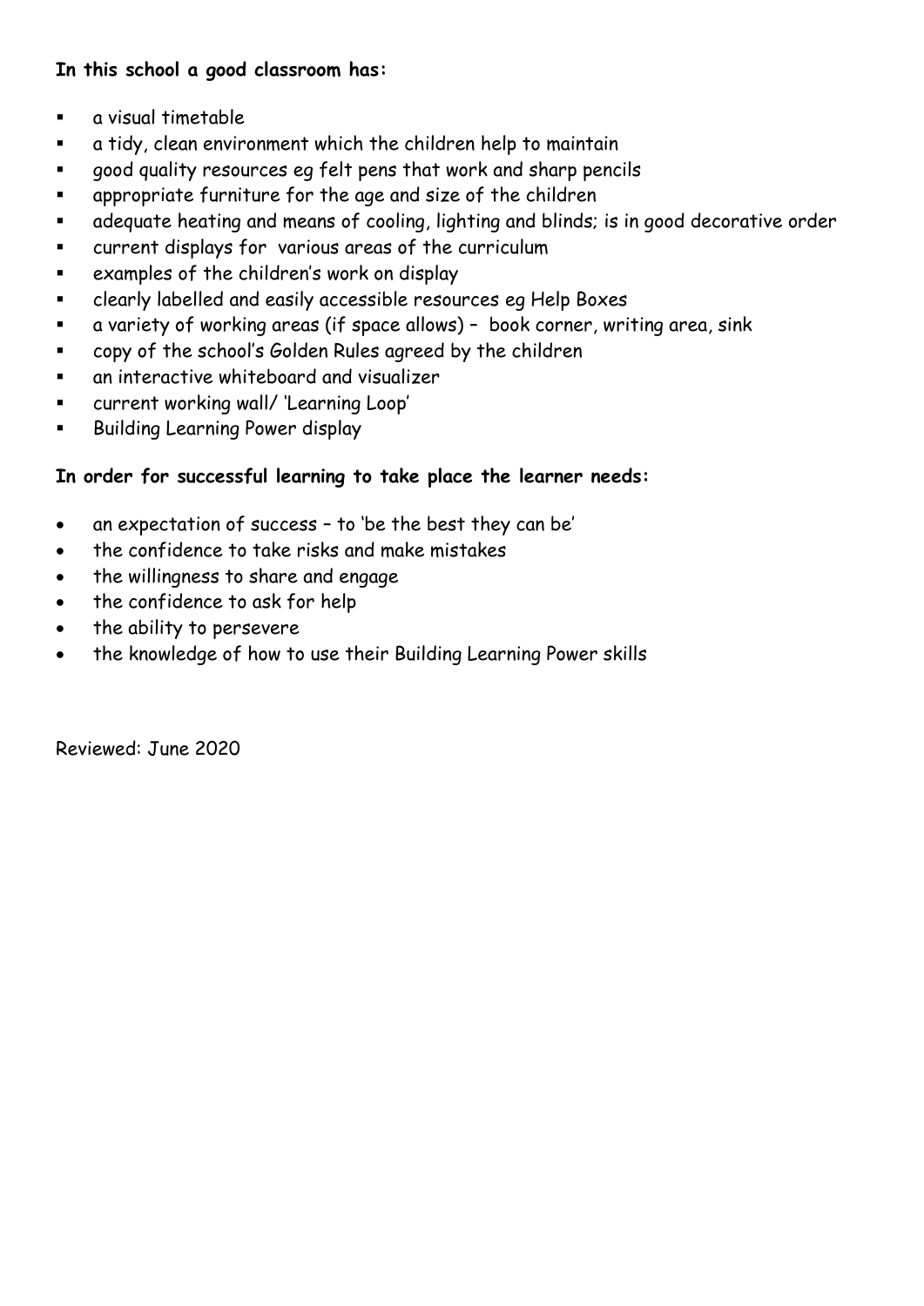**In this school a good classroom has:**

- a visual timetable
- a tidy, clean environment which the children help to maintain
- good quality resources eg felt pens that work and sharp pencils
- appropriate furniture for the age and size of the children
- adequate heating and means of cooling, lighting and blinds; is in good decorative order
- current displays for various areas of the curriculum
- examples of the children's work on display
- clearly labelled and easily accessible resources eg Help Boxes
- a variety of working areas (if space allows) – book corner, writing area, sink
- copy of the school's Golden Rules agreed by the children
- an interactive whiteboard and visualizer
- current working wall/ 'Learning Loop'
- Building Learning Power display

**In order for successful learning to take place the learner needs:**

- an expectation of success – to 'be the best they can be'
- the confidence to take risks and make mistakes
- the willingness to share and engage
- the confidence to ask for help
- the ability to persevere
- the knowledge of how to use their Building Learning Power skills

Reviewed: June 2020